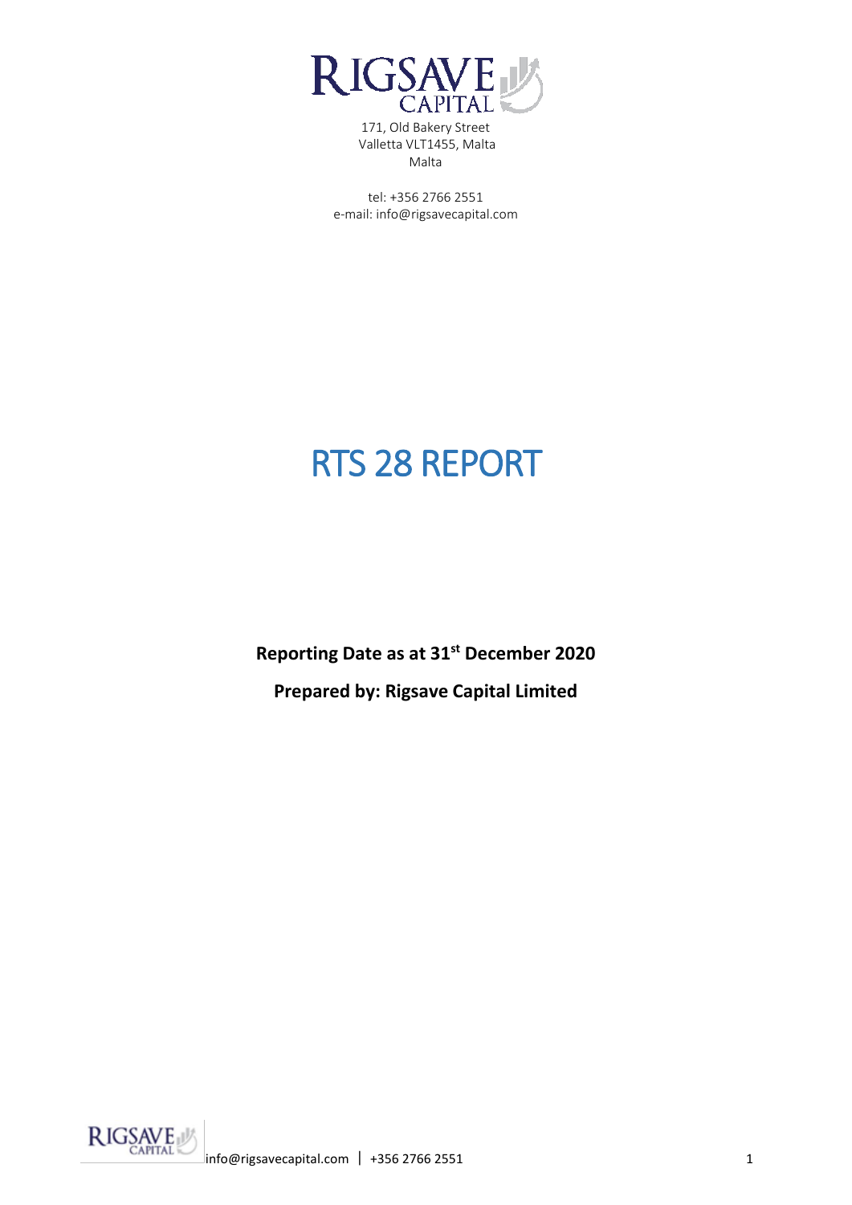RIGSAVE CAPITAL

171, Old Bakery Street
Valletta VLT1455, Malta
Malta

tel: +356 2766 2551
e-mail: info@rigsavecapital.com

# RTS 28 REPORT

**Reporting Date as at 31st December 2020**

**Prepared by: Rigsave Capital Limited**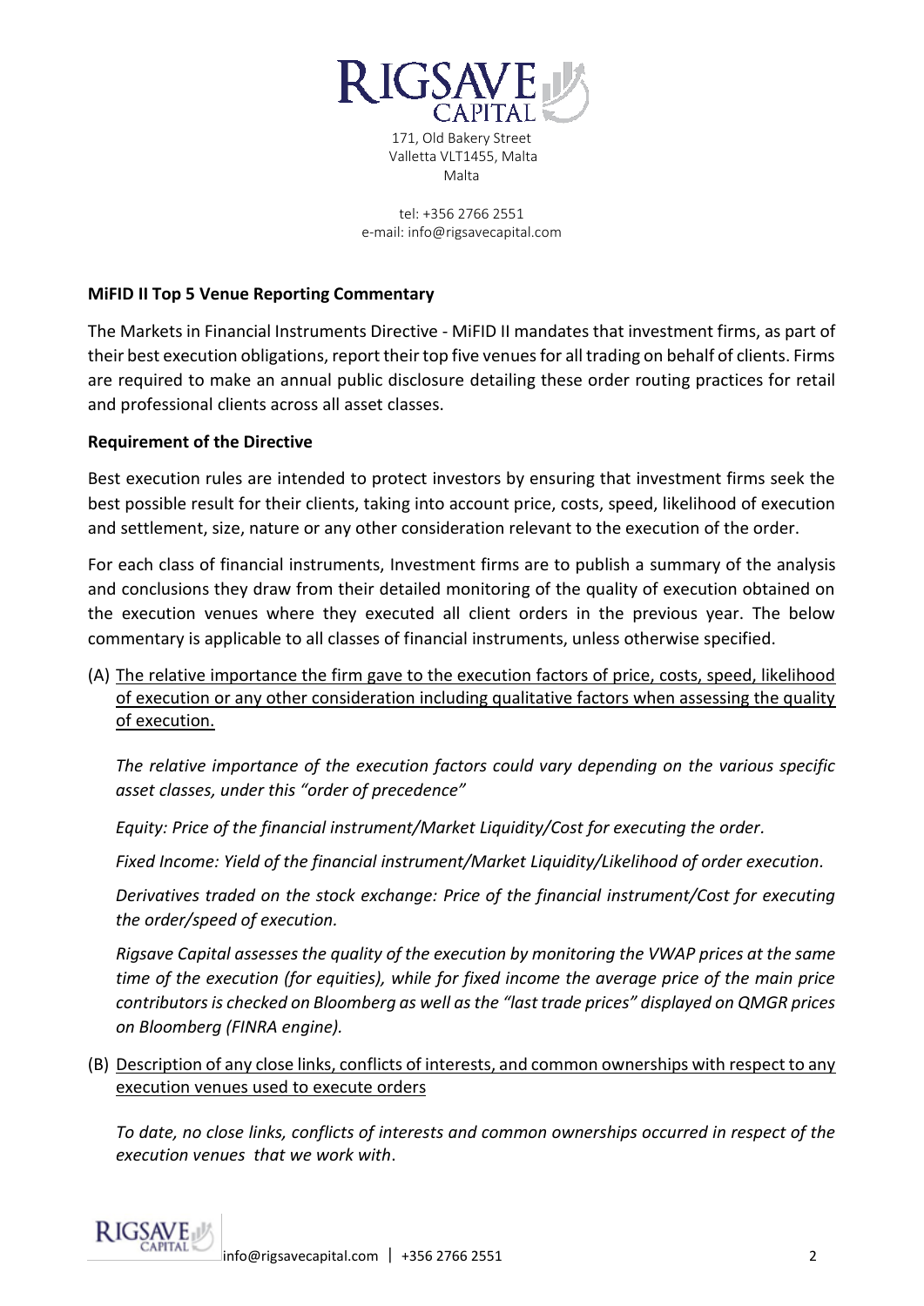**MiFID II Top 5 Venue Reporting Commentary**

The Markets in Financial Instruments Directive - MiFID II mandates that investment firms, as part of their best execution obligations, report their top five venues for all trading on behalf of clients. Firms are required to make an annual public disclosure detailing these order routing practices for retail and professional clients across all asset classes.

**Requirement of the Directive**

Best execution rules are intended to protect investors by ensuring that investment firms seek the best possible result for their clients, taking into account price, costs, speed, likelihood of execution and settlement, size, nature or any other consideration relevant to the execution of the order.

For each class of financial instruments, Investment firms are to publish a summary of the analysis and conclusions they draw from their detailed monitoring of the quality of execution obtained on the execution venues where they executed all client orders in the previous year. The below commentary is applicable to all classes of financial instruments, unless otherwise specified.

(A) The relative importance the firm gave to the execution factors of price, costs, speed, likelihood of execution or any other consideration including qualitative factors when assessing the quality of execution.

*The relative importance of the execution factors could vary depending on the various specific asset classes, under this "order of precedence"*

*Equity: Price of the financial instrument/Market Liquidity/Cost for executing the order.*

*Fixed Income: Yield of the financial instrument/Market Liquidity/Likelihood of order execution.*

*Derivatives traded on the stock exchange: Price of the financial instrument/Cost for executing the order/speed of execution.*

*Rigsave Capital assesses the quality of the execution by monitoring the VWAP prices at the same time of the execution (for equities), while for fixed income the average price of the main price contributors is checked on Bloomberg as well as the "last trade prices" displayed on QMGR prices on Bloomberg (FINRA engine).*

(B) Description of any close links, conflicts of interests, and common ownerships with respect to any execution venues used to execute orders

*To date, no close links, conflicts of interests and common ownerships occurred in respect of the execution venues that we work with.*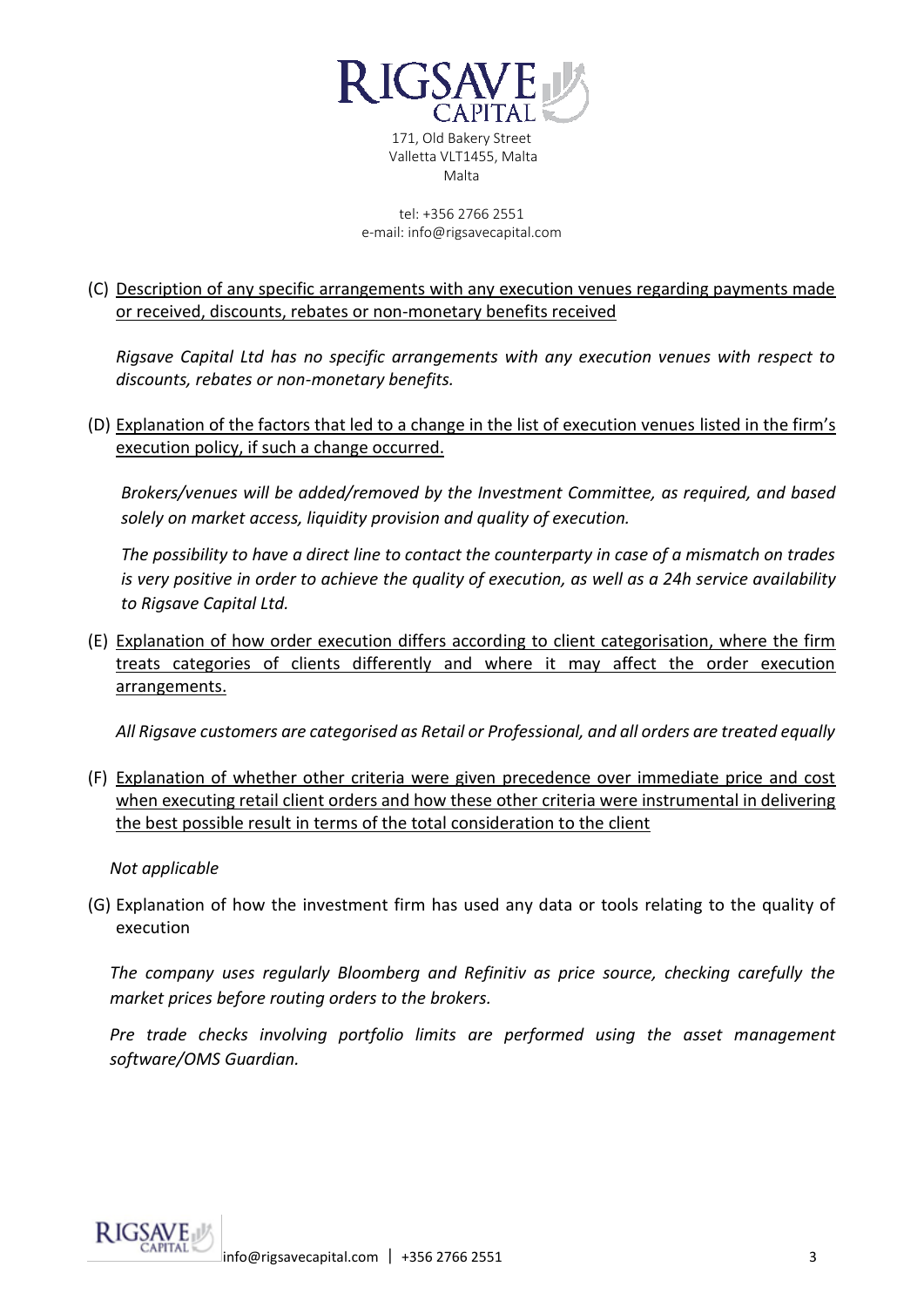(C) <u>Description of any specific arrangements with any execution venues regarding payments made or received, discounts, rebates or non-monetary benefits received</u>

*Rigsave Capital Ltd has no specific arrangements with any execution venues with respect to discounts, rebates or non-monetary benefits.*

(D) <u>Explanation of the factors that led to a change in the list of execution venues listed in the firm's execution policy, if such a change occurred.</u>

*Brokers/venues will be added/removed by the Investment Committee, as required, and based solely on market access, liquidity provision and quality of execution.*

*The possibility to have a direct line to contact the counterparty in case of a mismatch on trades is very positive in order to achieve the quality of execution, as well as a 24h service availability to Rigsave Capital Ltd.*

(E) <u>Explanation of how order execution differs according to client categorisation, where the firm treats categories of clients differently and where it may affect the order execution arrangements.</u>

*All Rigsave customers are categorised as Retail or Professional, and all orders are treated equally*

(F) <u>Explanation of whether other criteria were given precedence over immediate price and cost when executing retail client orders and how these other criteria were instrumental in delivering the best possible result in terms of the total consideration to the client</u>

*Not applicable*

(G) Explanation of how the investment firm has used any data or tools relating to the quality of execution

*The company uses regularly Bloomberg and Refinitiv as price source, checking carefully the market prices before routing orders to the brokers.*

*Pre trade checks involving portfolio limits are performed using the asset management software/OMS Guardian.*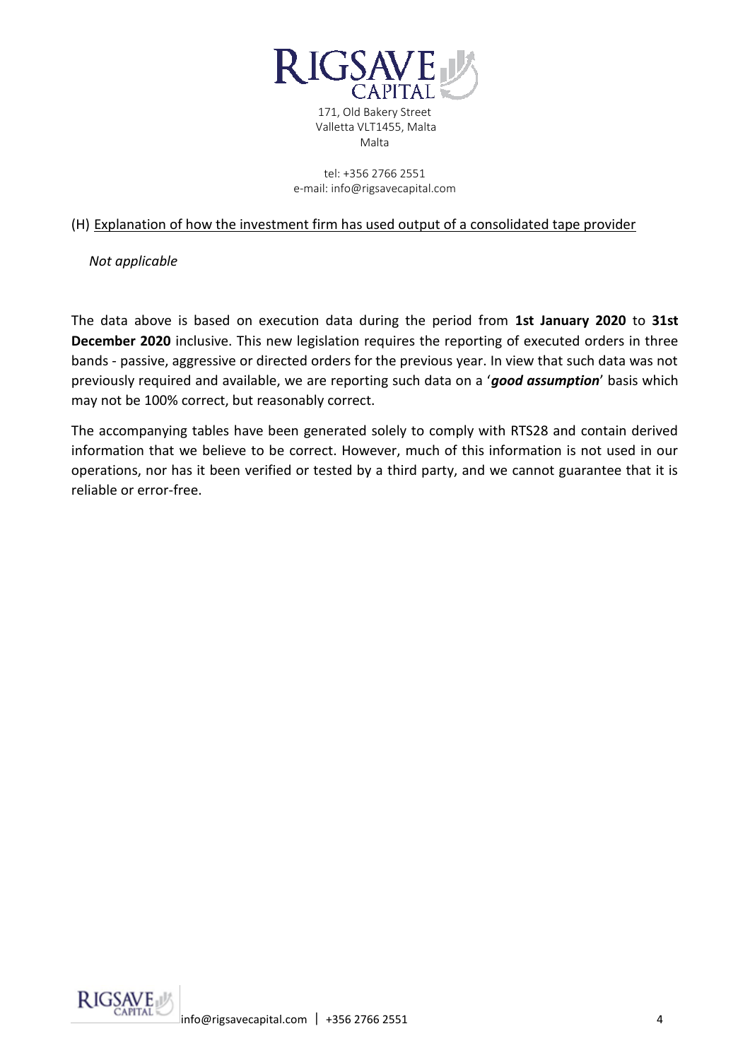(H) Explanation of how the investment firm has used output of a consolidated tape provider

*Not applicable*

The data above is based on execution data during the period from **1st January 2020** to **31st December 2020** inclusive. This new legislation requires the reporting of executed orders in three bands - passive, aggressive or directed orders for the previous year. In view that such data was not previously required and available, we are reporting such data on a '***good assumption***' basis which may not be 100% correct, but reasonably correct.

The accompanying tables have been generated solely to comply with RTS28 and contain derived information that we believe to be correct. However, much of this information is not used in our operations, nor has it been verified or tested by a third party, and we cannot guarantee that it is reliable or error-free.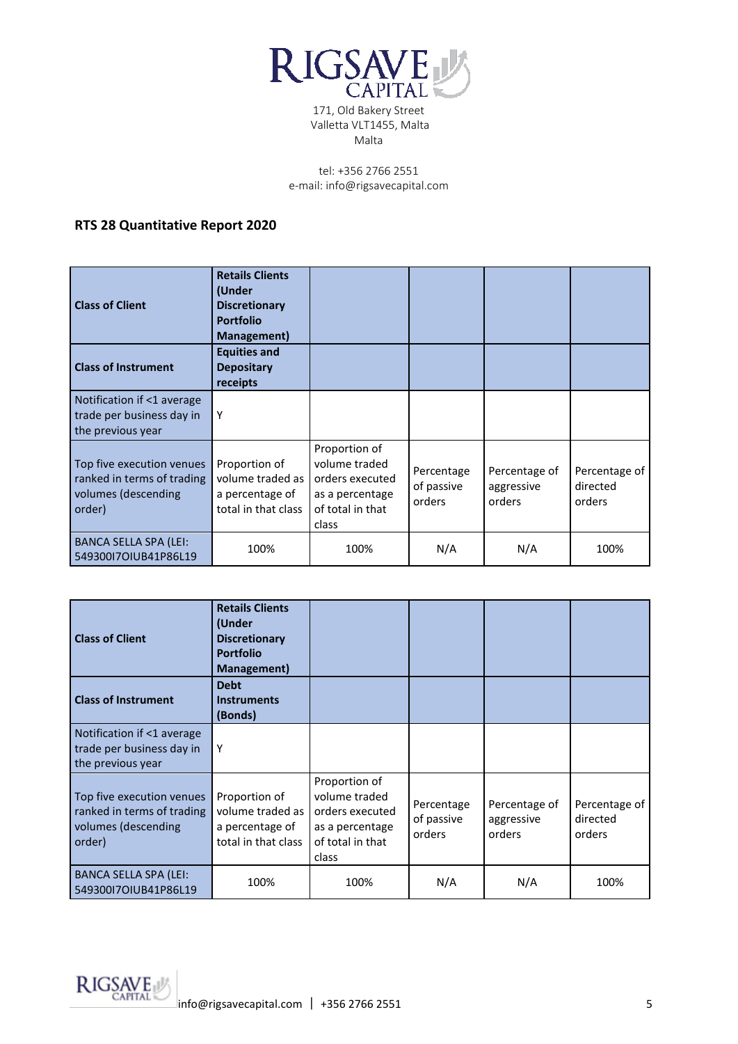171, Old Bakery Street
Valletta VLT1455, Malta
Malta

tel: +356 2766 2551
e-mail: info@rigsavecapital.com

## RTS 28 Quantitative Report 2020

| Class of Client | Retails Clients (Under Discretionary Portfolio Management) | | | | |
|---|---|---|---|---|---|
| **Class of Instrument** | **Equities and Depositary receipts** | | | | |
| Notification if <1 average trade per business day in the previous year | Y | | | | |
| Top five execution venues ranked in terms of trading volumes (descending order) | Proportion of volume traded as a percentage of total in that class | Proportion of volume traded orders executed as a percentage of total in that class | Percentage of passive orders | Percentage of aggressive orders | Percentage of directed orders |
| BANCA SELLA SPA (LEI: 549300I7OIUB41P86L19 | 100% | 100% | N/A | N/A | 100% |

| Class of Client | Retails Clients (Under Discretionary Portfolio Management) | | | | |
|---|---|---|---|---|---|
| **Class of Instrument** | **Debt Instruments (Bonds)** | | | | |
| Notification if <1 average trade per business day in the previous year | Y | | | | |
| Top five execution venues ranked in terms of trading volumes (descending order) | Proportion of volume traded as a percentage of total in that class | Proportion of volume traded orders executed as a percentage of total in that class | Percentage of passive orders | Percentage of aggressive orders | Percentage of directed orders |
| BANCA SELLA SPA (LEI: 549300I7OIUB41P86L19 | 100% | 100% | N/A | N/A | 100% |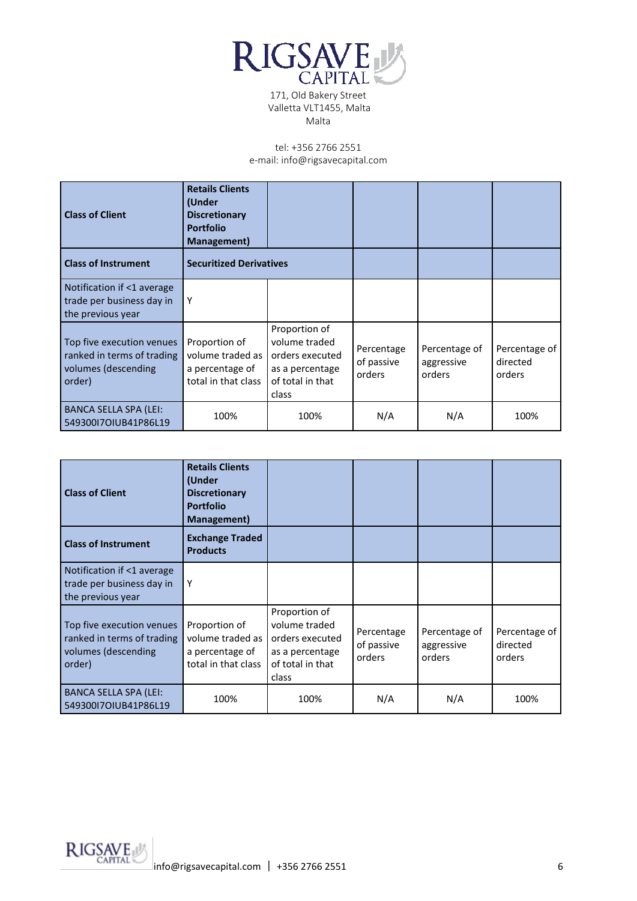171, Old Bakery Street
Valletta VLT1455, Malta
Malta

tel: +356 2766 2551
e-mail: info@rigsavecapital.com

| **Class of Client** | **Retails Clients (Under Discretionary Portfolio Management)** | | | | |
|---|---|---|---|---|---|
| **Class of Instrument** | **Securitized Derivatives** | | | | |
| Notification if <1 average trade per business day in the previous year | Y | | | | |
| Top five execution venues ranked in terms of trading volumes (descending order) | Proportion of volume traded as a percentage of total in that class | Proportion of volume traded orders executed as a percentage of total in that class | Percentage of passive orders | Percentage of aggressive orders | Percentage of directed orders |
| BANCA SELLA SPA (LEI: 549300I7OIUB41P86L19 | 100% | 100% | N/A | N/A | 100% |

| **Class of Client** | **Retails Clients (Under Discretionary Portfolio Management)** | | | | |
|---|---|---|---|---|---|
| **Class of Instrument** | **Exchange Traded Products** | | | | |
| Notification if <1 average trade per business day in the previous year | Y | | | | |
| Top five execution venues ranked in terms of trading volumes (descending order) | Proportion of volume traded as a percentage of total in that class | Proportion of volume traded orders executed as a percentage of total in that class | Percentage of passive orders | Percentage of aggressive orders | Percentage of directed orders |
| BANCA SELLA SPA (LEI: 549300I7OIUB41P86L19 | 100% | 100% | N/A | N/A | 100% |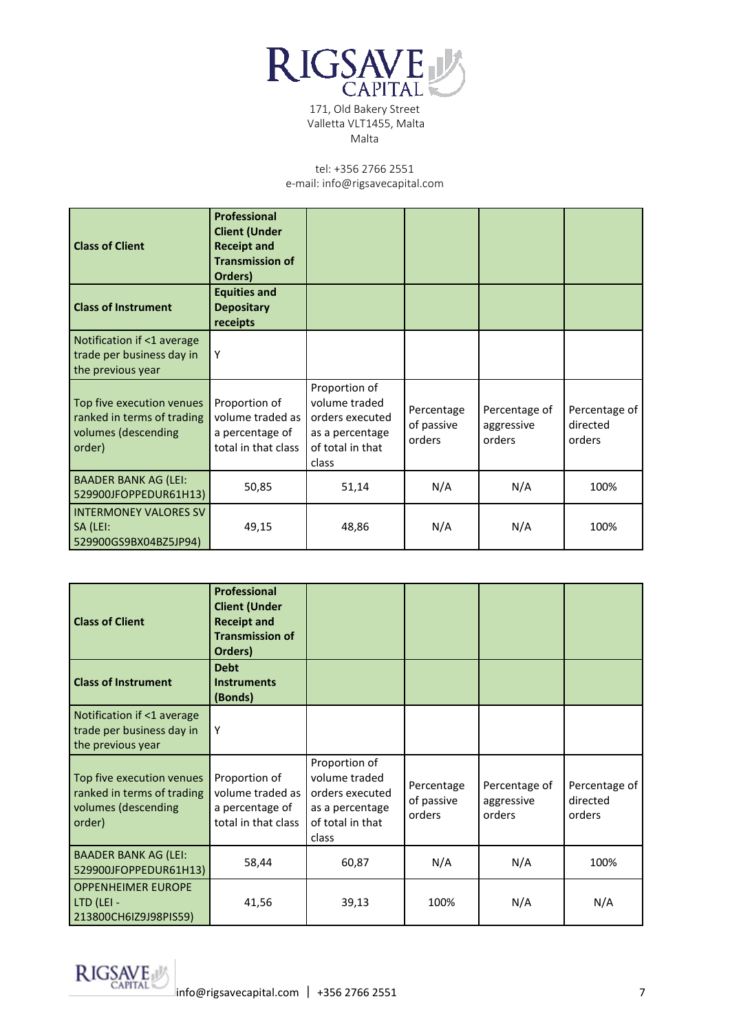| Class of Client | Professional Client (Under Receipt and Transmission of Orders) | | | | |
|---|---|---|---|---|---|
| **Class of Instrument** | **Equities and Depositary receipts** | | | | |
| Notification if <1 average trade per business day in the previous year | Y | | | | |
| Top five execution venues ranked in terms of trading volumes (descending order) | Proportion of volume traded as a percentage of total in that class | Proportion of volume traded orders executed as a percentage of total in that class | Percentage of passive orders | Percentage of aggressive orders | Percentage of directed orders |
| BAADER BANK AG (LEI: 529900JFOPPEDUR61H13) | 50,85 | 51,14 | N/A | N/A | 100% |
| INTERMONEY VALORES SV SA (LEI: 529900GS9BX04BZ5JP94) | 49,15 | 48,86 | N/A | N/A | 100% |

| Class of Client | Professional Client (Under Receipt and Transmission of Orders) | | | | |
|---|---|---|---|---|---|
| **Class of Instrument** | **Debt Instruments (Bonds)** | | | | |
| Notification if <1 average trade per business day in the previous year | Y | | | | |
| Top five execution venues ranked in terms of trading volumes (descending order) | Proportion of volume traded as a percentage of total in that class | Proportion of volume traded orders executed as a percentage of total in that class | Percentage of passive orders | Percentage of aggressive orders | Percentage of directed orders |
| BAADER BANK AG (LEI: 529900JFOPPEDUR61H13) | 58,44 | 60,87 | N/A | N/A | 100% |
| OPPENHEIMER EUROPE LTD (LEI - 213800CH6IZ9J98PIS59) | 41,56 | 39,13 | 100% | N/A | N/A |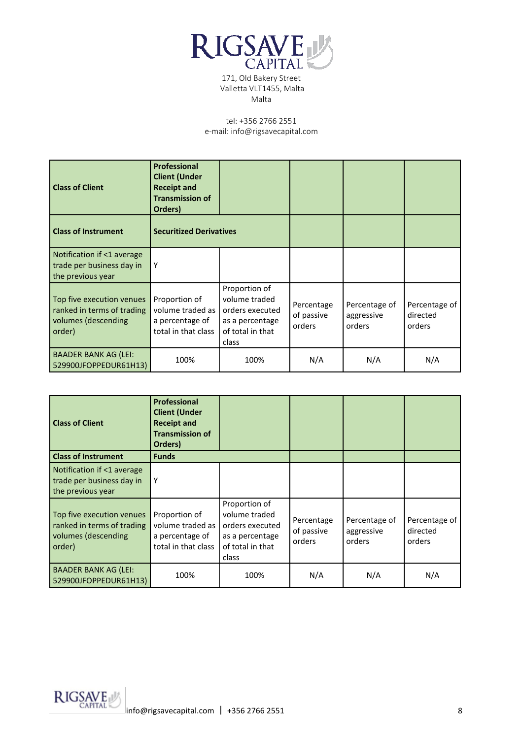171, Old Bakery Street
Valletta VLT1455, Malta
Malta

tel: +356 2766 2551
e-mail: info@rigsavecapital.com

| **Class of Client** | **Professional Client (Under Receipt and Transmission of Orders)** | | | | |
|---|---|---|---|---|---|
| **Class of Instrument** | **Securitized Derivatives** | | | | |
| Notification if <1 average trade per business day in the previous year | Y | | | | |
| Top five execution venues ranked in terms of trading volumes (descending order) | Proportion of volume traded as a percentage of total in that class | Proportion of volume traded orders executed as a percentage of total in that class | Percentage of passive orders | Percentage of aggressive orders | Percentage of directed orders |
| BAADER BANK AG (LEI: 529900JFOPPEDUR61H13) | 100% | 100% | N/A | N/A | N/A |

| **Class of Client** | **Professional Client (Under Receipt and Transmission of Orders)** | | | | |
|---|---|---|---|---|---|
| **Class of Instrument** | **Funds** | | | | |
| Notification if <1 average trade per business day in the previous year | Y | | | | |
| Top five execution venues ranked in terms of trading volumes (descending order) | Proportion of volume traded as a percentage of total in that class | Proportion of volume traded orders executed as a percentage of total in that class | Percentage of passive orders | Percentage of aggressive orders | Percentage of directed orders |
| BAADER BANK AG (LEI: 529900JFOPPEDUR61H13) | 100% | 100% | N/A | N/A | N/A |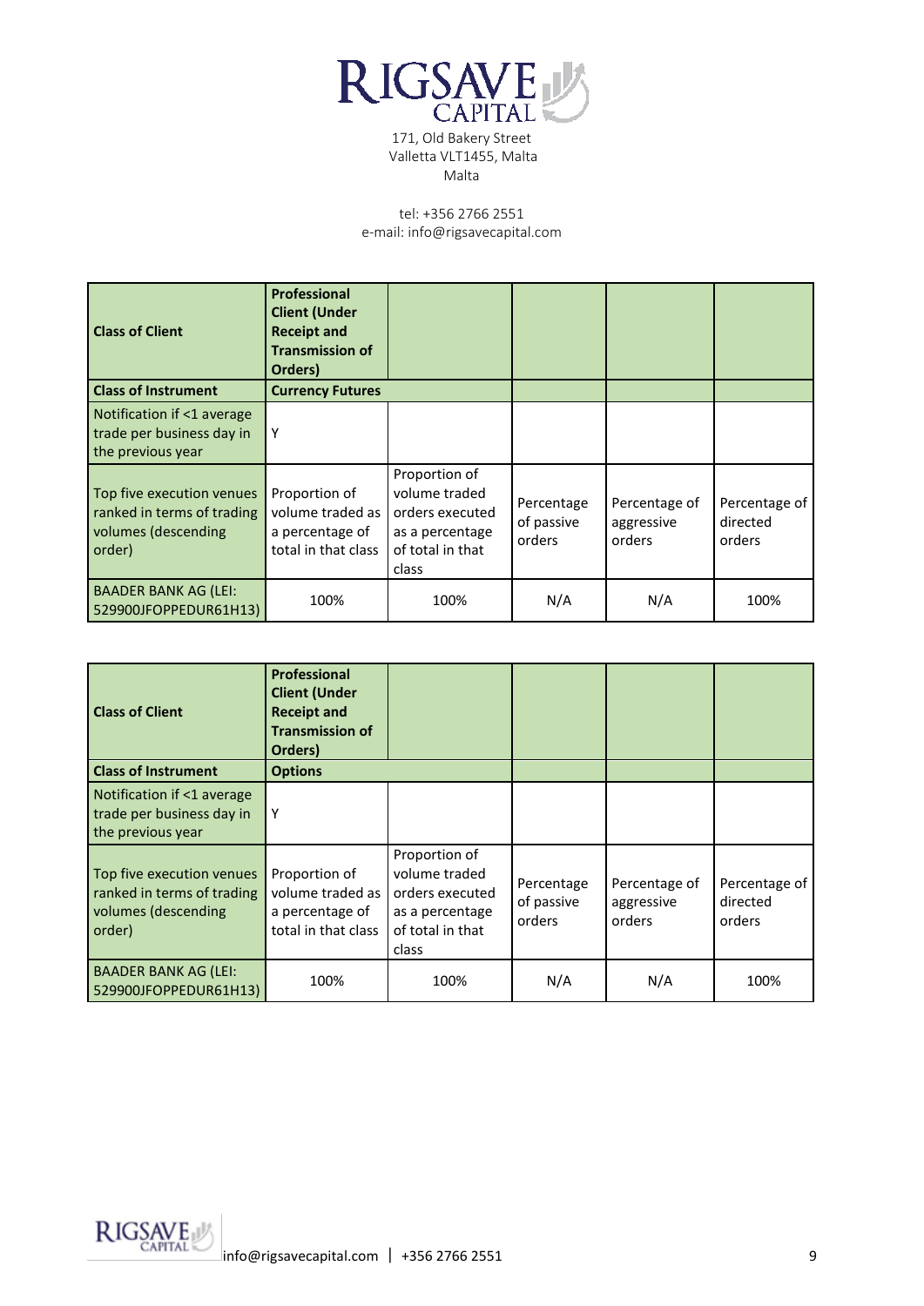RIGSAVE CAPITAL

171, Old Bakery Street
Valletta VLT1455, Malta
Malta

tel: +356 2766 2551
e-mail: info@rigsavecapital.com

| Class of Client | Professional Client (Under Receipt and Transmission of Orders) | | | | |
|---|---|---|---|---|---|
| **Class of Instrument** | **Currency Futures** | | | | |
| Notification if <1 average trade per business day in the previous year | Y | | | | |
| Top five execution venues ranked in terms of trading volumes (descending order) | Proportion of volume traded as a percentage of total in that class | Proportion of volume traded orders executed as a percentage of total in that class | Percentage of passive orders | Percentage of aggressive orders | Percentage of directed orders |
| BAADER BANK AG (LEI: 529900JFOPPEDUR61H13) | 100% | 100% | N/A | N/A | 100% |

| Class of Client | Professional Client (Under Receipt and Transmission of Orders) | | | | |
|---|---|---|---|---|---|
| **Class of Instrument** | **Options** | | | | |
| Notification if <1 average trade per business day in the previous year | Y | | | | |
| Top five execution venues ranked in terms of trading volumes (descending order) | Proportion of volume traded as a percentage of total in that class | Proportion of volume traded orders executed as a percentage of total in that class | Percentage of passive orders | Percentage of aggressive orders | Percentage of directed orders |
| BAADER BANK AG (LEI: 529900JFOPPEDUR61H13) | 100% | 100% | N/A | N/A | 100% |